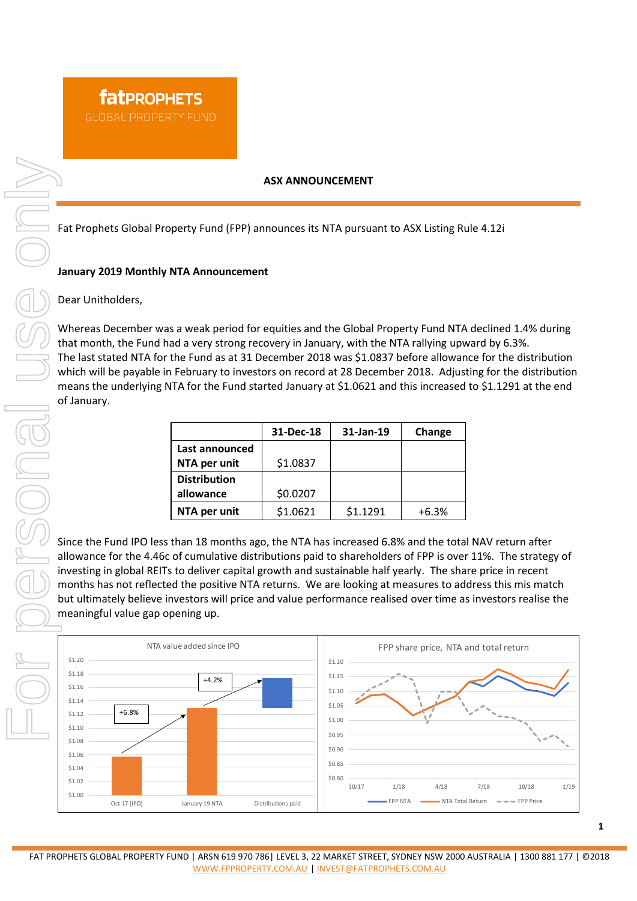fatPROPHETS
GLOBAL PROPERTY FUND

**ASX ANNOUNCEMENT**

Fat Prophets Global Property Fund (FPP) announces its NTA pursuant to ASX Listing Rule 4.12i

**January 2019 Monthly NTA Announcement**

Dear Unitholders,

Whereas December was a weak period for equities and the Global Property Fund NTA declined 1.4% during that month, the Fund had a very strong recovery in January, with the NTA rallying upward by 6.3%. The last stated NTA for the Fund as at 31 December 2018 was $1.0837 before allowance for the distribution which will be payable in February to investors on record at 28 December 2018. Adjusting for the distribution means the underlying NTA for the Fund started January at $1.0621 and this increased to $1.1291 at the end of January.

| | 31-Dec-18 | 31-Jan-19 | Change |
|---|---|---|---|
| **Last announced NTA per unit** | $1.0837 | | |
| **Distribution allowance** | $0.0207 | | |
| **NTA per unit** | $1.0621 | $1.1291 | +6.3% |

Since the Fund IPO less than 18 months ago, the NTA has increased 6.8% and the total NAV return after allowance for the 4.46c of cumulative distributions paid to shareholders of FPP is over 11%. The strategy of investing in global REITs to deliver capital growth and sustainable half yearly. The share price in recent months has not reflected the positive NTA returns. We are looking at measures to address this mis match but ultimately believe investors will price and value performance realised over time as investors realise the meaningful value gap opening up.

NTA value added since IPO

$1.20
$1.18
$1.16
$1.14
$1.12
$1.10
$1.08
$1.06
$1.04
$1.02
$1.00

+6.8%
+4.2%

Oct 17 (IPO)
January 19 NTA
Distributions paid

FPP share price, NTA and total return

$1.20
$1.15
$1.10
$1.05
$1.00
$0.95
$0.90
$0.85
$0.80

10/17
1/18
4/18
7/18
10/18
1/19

FPP NTA
NTA Total Return
FPP Price

FAT PROPHETS GLOBAL PROPERTY FUND | ARSN 619 970 786| LEVEL 3, 22 MARKET STREET, SYDNEY NSW 2000 AUSTRALIA | 1300 881 177 | ©2018
WWW.FPPROPERTY.COM.AU | INVEST@FATPROPHETS.COM.AU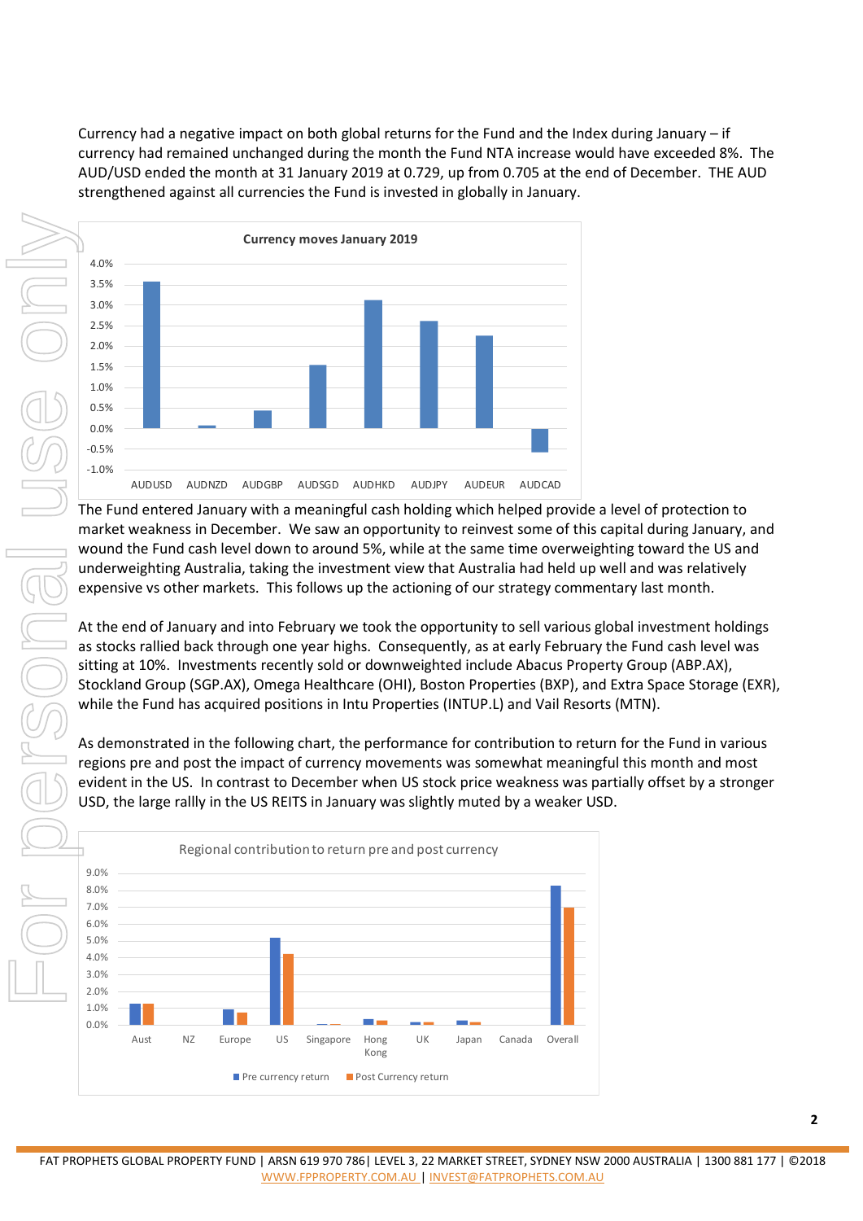Currency had a negative impact on both global returns for the Fund and the Index during January – if currency had remained unchanged during the month the Fund NTA increase would have exceeded 8%. The AUD/USD ended the month at 31 January 2019 at 0.729, up from 0.705 at the end of December. THE AUD strengthened against all currencies the Fund is invested in globally in January.

Currency moves January 2019

| Currency | Move |
|---|---|
| AUDUSD | 3.6% |
| AUDNZD | 0.1% |
| AUDGBP | 0.4% |
| AUDSGD | 1.5% |
| AUDHKD | 3.1% |
| AUDJPY | 2.6% |
| AUDEUR | 2.2% |
| AUDCAD | -0.6% |

The Fund entered January with a meaningful cash holding which helped provide a level of protection to market weakness in December. We saw an opportunity to reinvest some of this capital during January, and wound the Fund cash level down to around 5%, while at the same time overweighting toward the US and underweighting Australia, taking the investment view that Australia had held up well and was relatively expensive vs other markets. This follows up the actioning of our strategy commentary last month.

At the end of January and into February we took the opportunity to sell various global investment holdings as stocks rallied back through one year highs. Consequently, as at early February the Fund cash level was sitting at 10%. Investments recently sold or downweighted include Abacus Property Group (ABP.AX), Stockland Group (SGP.AX), Omega Healthcare (OHI), Boston Properties (BXP), and Extra Space Storage (EXR), while the Fund has acquired positions in Intu Properties (INTUP.L) and Vail Resorts (MTN).

As demonstrated in the following chart, the performance for contribution to return for the Fund in various regions pre and post the impact of currency movements was somewhat meaningful this month and most evident in the US. In contrast to December when US stock price weakness was partially offset by a stronger USD, the large rallly in the US REITS in January was slightly muted by a weaker USD.

Regional contribution to return pre and post currency

| Region | Pre currency return | Post Currency return |
|---|---|---|
| Aust | 1.3% | 1.3% |
| NZ | 0.0% | 0.0% |
| Europe | 0.9% | 0.7% |
| US | 5.2% | 4.2% |
| Singapore | 0.1% | 0.1% |
| Hong Kong | 0.4% | 0.3% |
| UK | 0.2% | 0.2% |
| Japan | 0.3% | 0.2% |
| Canada | 0.0% | 0.0% |
| Overall | 8.3% | 6.9% |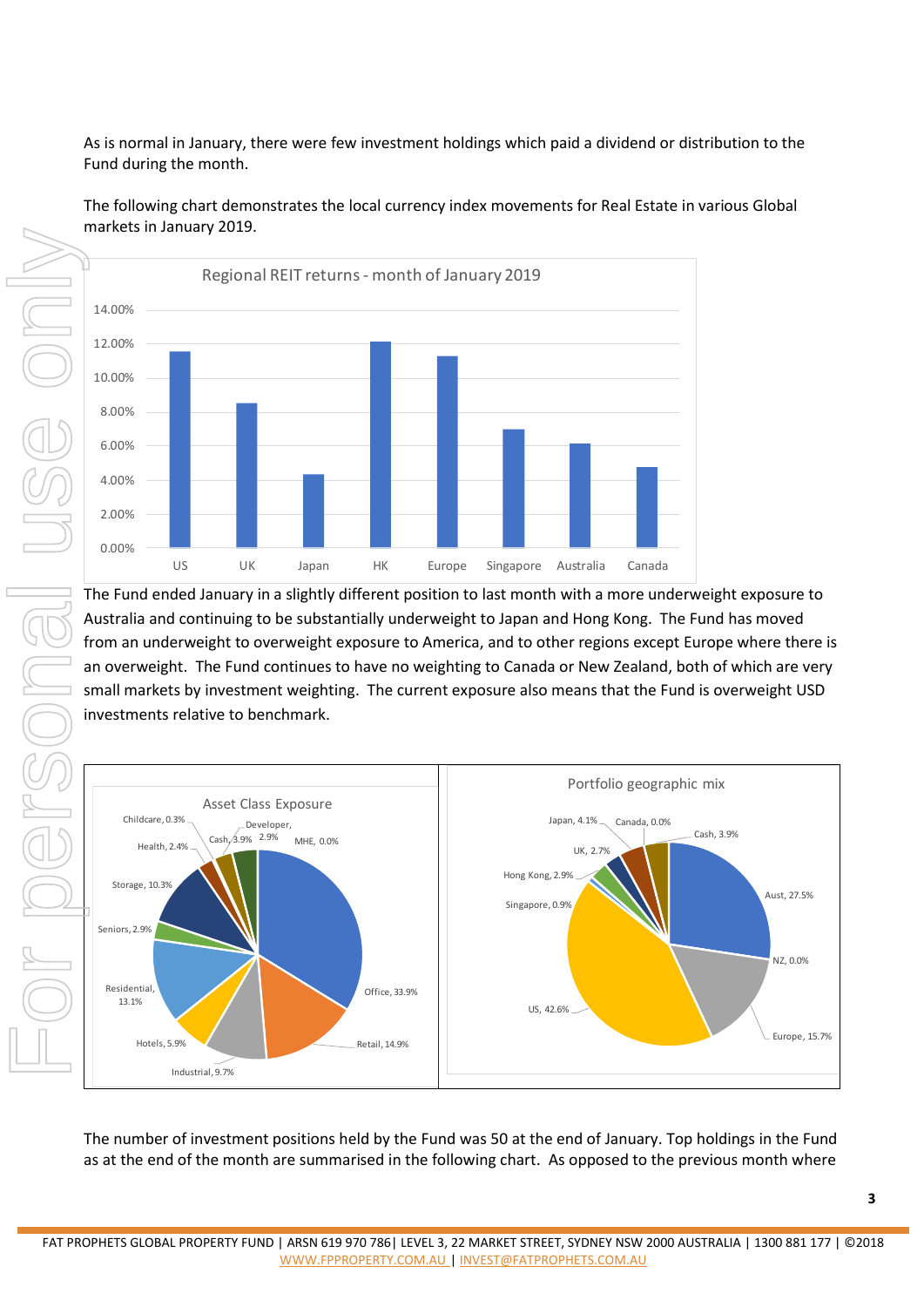As is normal in January, there were few investment holdings which paid a dividend or distribution to the Fund during the month.

The following chart demonstrates the local currency index movements for Real Estate in various Global markets in January 2019.

Regional REIT returns - month of January 2019

14.00%
12.00%
10.00%
8.00%
6.00%
4.00%
2.00%
0.00%

US
UK
Japan
HK
Europe
Singapore
Australia
Canada

The Fund ended January in a slightly different position to last month with a more underweight exposure to Australia and continuing to be substantially underweight to Japan and Hong Kong. The Fund has moved from an underweight to overweight exposure to America, and to other regions except Europe where there is an overweight. The Fund continues to have no weighting to Canada or New Zealand, both of which are very small markets by investment weighting. The current exposure also means that the Fund is overweight USD investments relative to benchmark.

Asset Class Exposure

Childcare, 0.3%
Developer, 2.9%
Cash, 3.9%
MHE, 0.0%
Health, 2.4%
Storage, 10.3%
Seniors, 2.9%
Residential, 13.1%
Hotels, 5.9%
Industrial, 9.7%
Retail, 14.9%
Office, 33.9%

Portfolio geographic mix

Japan, 4.1%
Canada, 0.0%
Cash, 3.9%
UK, 2.7%
Hong Kong, 2.9%
Singapore, 0.9%
Aust, 27.5%
NZ, 0.0%
Europe, 15.7%
US, 42.6%

The number of investment positions held by the Fund was 50 at the end of January. Top holdings in the Fund as at the end of the month are summarised in the following chart. As opposed to the previous month where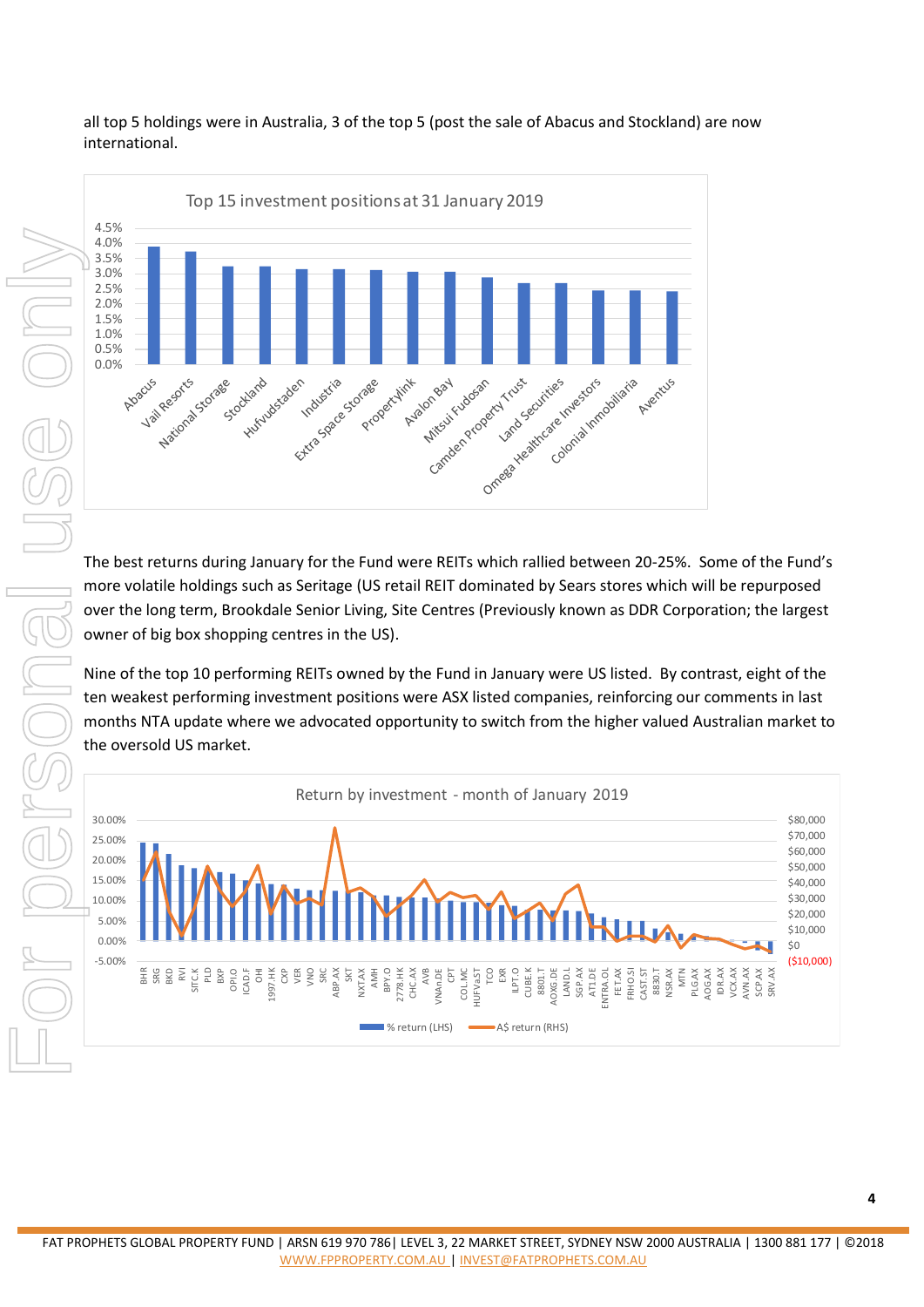all top 5 holdings were in Australia, 3 of the top 5 (post the sale of Abacus and Stockland) are now international.

Top 15 investment positions at 31 January 2019

4.5%
4.0%
3.5%
3.0%
2.5%
2.0%
1.5%
1.0%
0.5%
0.0%

Abacus
Vail Resorts
National Storage
Stockland
Hufvudstaden
Industria
Extra Space Storage
Propertylink
Avalon Bay
Mitsui Fudosan
Camden Property Trust
Land Securities
Omega Healthcare Investors
Colonial Inmobiliaria
Aventus

The best returns during January for the Fund were REITs which rallied between 20-25%. Some of the Fund's more volatile holdings such as Seritage (US retail REIT dominated by Sears stores which will be repurposed over the long term, Brookdale Senior Living, Site Centres (Previously known as DDR Corporation; the largest owner of big box shopping centres in the US).

Nine of the top 10 performing REITs owned by the Fund in January were US listed. By contrast, eight of the ten weakest performing investment positions were ASX listed companies, reinforcing our comments in last months NTA update where we advocated opportunity to switch from the higher valued Australian market to the oversold US market.

Return by investment - month of January 2019

30.00%
25.00%
20.00%
15.00%
10.00%
5.00%
0.00%
-5.00%

$80,000
$70,000
$60,000
$50,000
$40,000
$30,000
$20,000
$10,000
$0
($10,000)

BHR SRG BKD RVI SITC.K PLD BXP OPI.O ICAD.F OHI 1997.HK CXP VER VNO SRC ABP.AX SKT NXT.AX AMH BPY.O 2778.HK CHC.AX AVB VNAn.DE CPT COL.MC HUFVa.ST TCO EXR ILPT.O CUBE.K 8801.T AOXG.DE LAND.L SGP.AX AT1.DE ENTRA.OL FET.AX FRHO.SI CAST.ST 8830.T NSR.AX MTN PLG.AX AOG.AX IDR.AX VCX.AX AVN.AX SCP.AX SRV.AX

% return (LHS)
A$ return (RHS)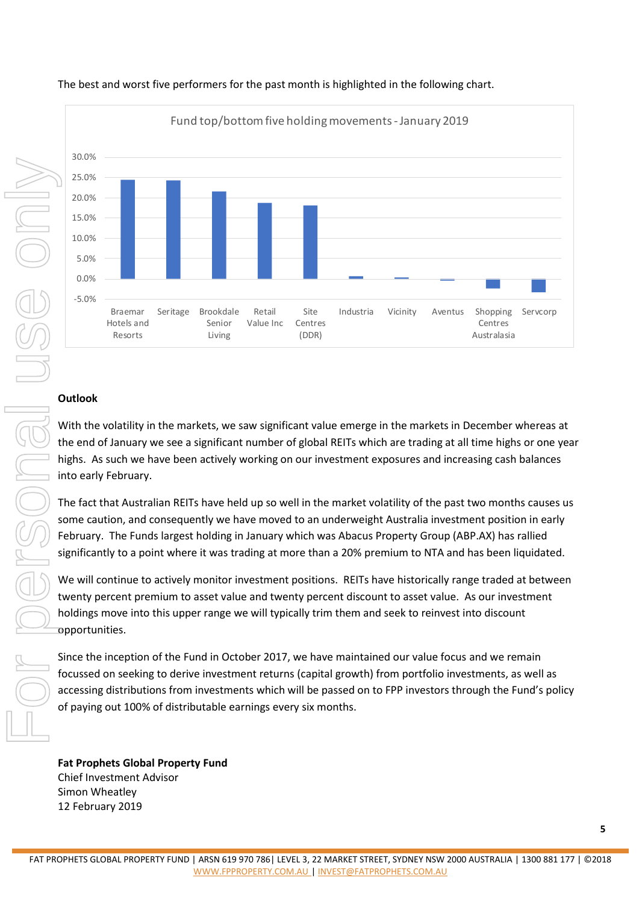The best and worst five performers for the past month is highlighted in the following chart.

Fund top/bottom five holding movements - January 2019

30.0%
25.0%
20.0%
15.0%
10.0%
5.0%
0.0%
-5.0%

Braemar Hotels and Resorts
Seritage
Brookdale Senior Living
Retail Value Inc
Site Centres (DDR)
Industria
Vicinity
Aventus
Shopping Centres Australasia
Servcorp

**Outlook**

With the volatility in the markets, we saw significant value emerge in the markets in December whereas at the end of January we see a significant number of global REITs which are trading at all time highs or one year highs. As such we have been actively working on our investment exposures and increasing cash balances into early February.

The fact that Australian REITs have held up so well in the market volatility of the past two months causes us some caution, and consequently we have moved to an underweight Australia investment position in early February. The Funds largest holding in January which was Abacus Property Group (ABP.AX) has rallied significantly to a point where it was trading at more than a 20% premium to NTA and has been liquidated.

We will continue to actively monitor investment positions. REITs have historically range traded at between twenty percent premium to asset value and twenty percent discount to asset value. As our investment holdings move into this upper range we will typically trim them and seek to reinvest into discount opportunities.

Since the inception of the Fund in October 2017, we have maintained our value focus and we remain focussed on seeking to derive investment returns (capital growth) from portfolio investments, as well as accessing distributions from investments which will be passed on to FPP investors through the Fund's policy of paying out 100% of distributable earnings every six months.

**Fat Prophets Global Property Fund**
Chief Investment Advisor
Simon Wheatley
12 February 2019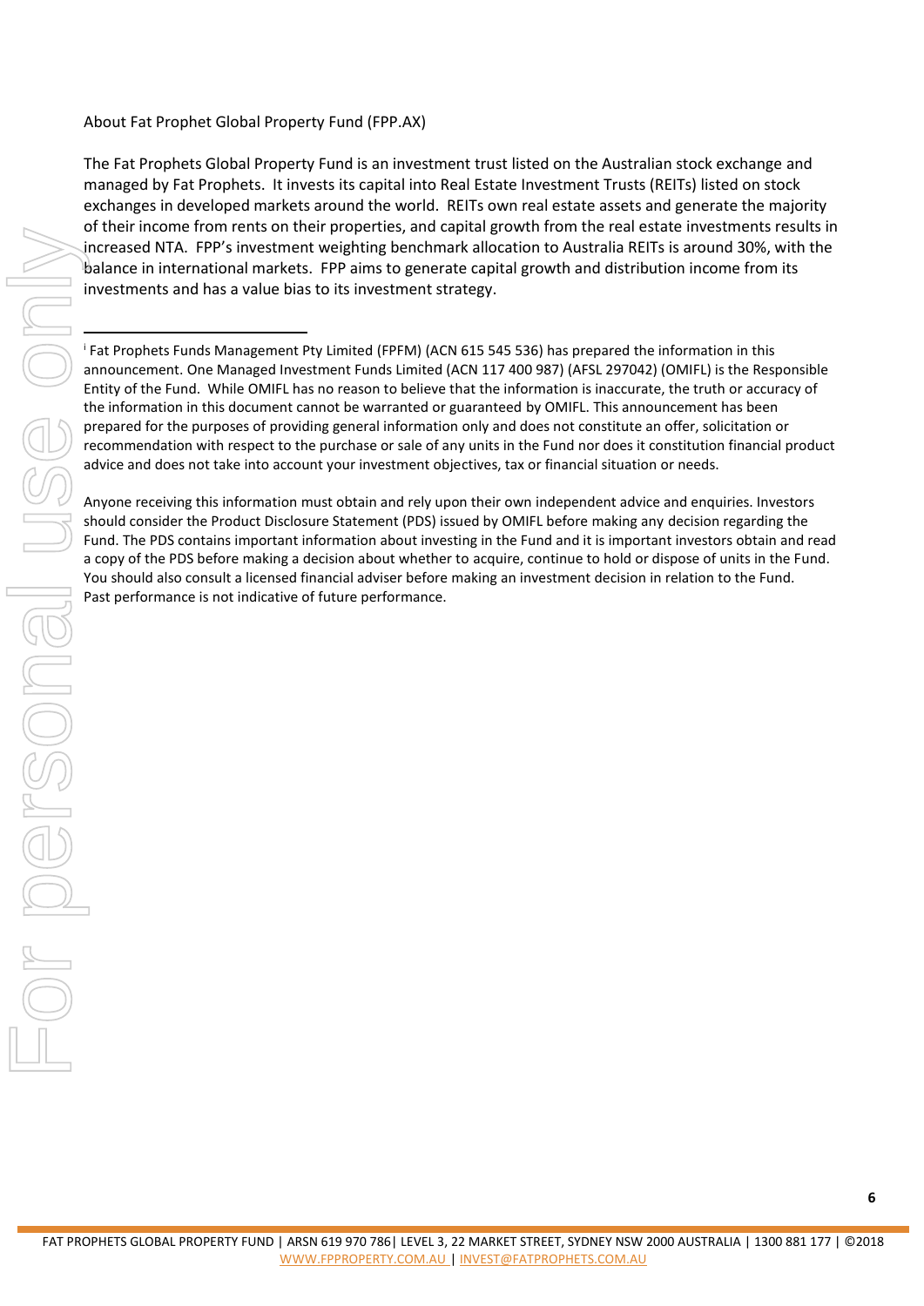About Fat Prophet Global Property Fund (FPP.AX)

The Fat Prophets Global Property Fund is an investment trust listed on the Australian stock exchange and managed by Fat Prophets. It invests its capital into Real Estate Investment Trusts (REITs) listed on stock exchanges in developed markets around the world. REITs own real estate assets and generate the majority of their income from rents on their properties, and capital growth from the real estate investments results in increased NTA. FPP's investment weighting benchmark allocation to Australia REITs is around 30%, with the balance in international markets. FPP aims to generate capital growth and distribution income from its investments and has a value bias to its investment strategy.

---

[i] Fat Prophets Funds Management Pty Limited (FPFM) (ACN 615 545 536) has prepared the information in this announcement. One Managed Investment Funds Limited (ACN 117 400 987) (AFSL 297042) (OMIFL) is the Responsible Entity of the Fund. While OMIFL has no reason to believe that the information is inaccurate, the truth or accuracy of the information in this document cannot be warranted or guaranteed by OMIFL. This announcement has been prepared for the purposes of providing general information only and does not constitute an offer, solicitation or recommendation with respect to the purchase or sale of any units in the Fund nor does it constitution financial product advice and does not take into account your investment objectives, tax or financial situation or needs.

Anyone receiving this information must obtain and rely upon their own independent advice and enquiries. Investors should consider the Product Disclosure Statement (PDS) issued by OMIFL before making any decision regarding the Fund. The PDS contains important information about investing in the Fund and it is important investors obtain and read a copy of the PDS before making a decision about whether to acquire, continue to hold or dispose of units in the Fund. You should also consult a licensed financial adviser before making an investment decision in relation to the Fund. Past performance is not indicative of future performance.

FAT PROPHETS GLOBAL PROPERTY FUND | ARSN 619 970 786| LEVEL 3, 22 MARKET STREET, SYDNEY NSW 2000 AUSTRALIA | 1300 881 177 | ©2018
WWW.FPPROPERTY.COM.AU | INVEST@FATPROPHETS.COM.AU